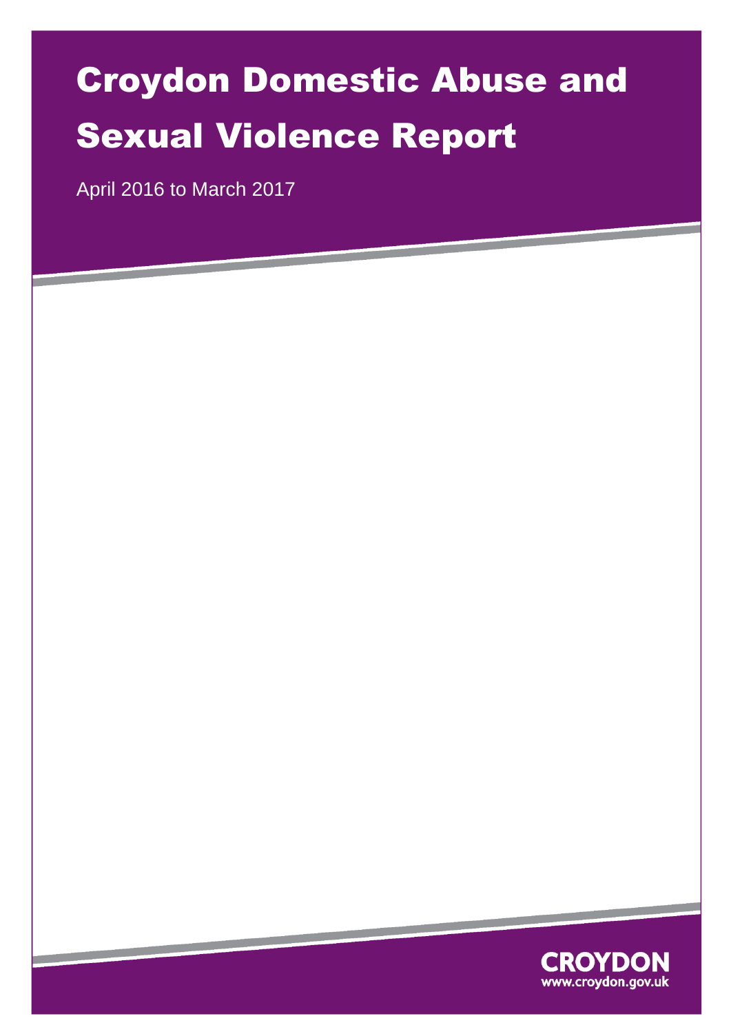# Croydon Domestic Abuse and Sexual Violence Report

April 2016 to March 2017

CROYDON
www.croydon.gov.uk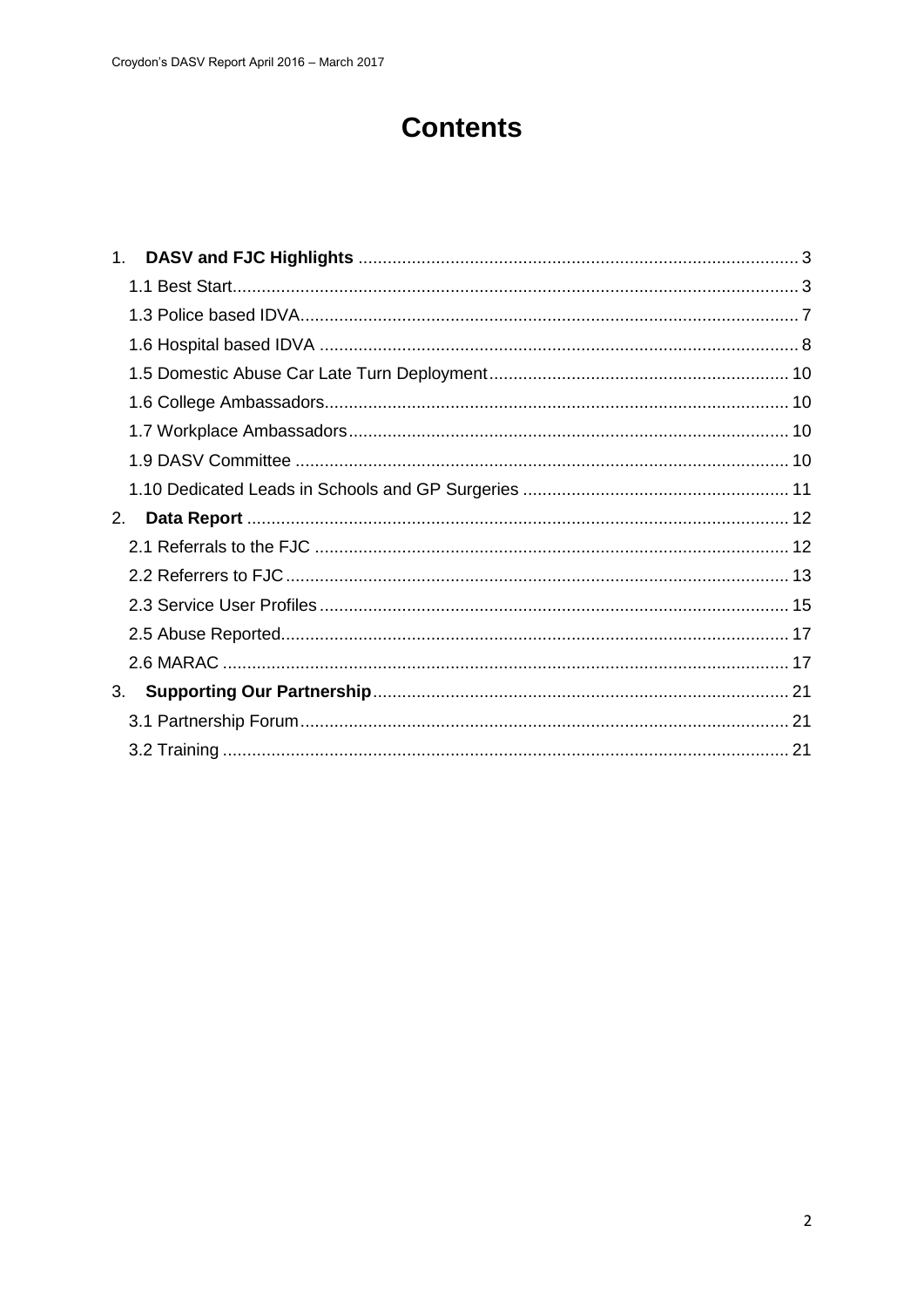# Contents

1. **DASV and FJC Highlights** .......... 3
   - 1.1 Best Start .......... 3
   - 1.3 Police based IDVA .......... 7
   - 1.6 Hospital based IDVA .......... 8
   - 1.5 Domestic Abuse Car Late Turn Deployment .......... 10
   - 1.6 College Ambassadors .......... 10
   - 1.7 Workplace Ambassadors .......... 10
   - 1.9 DASV Committee .......... 10
   - 1.10 Dedicated Leads in Schools and GP Surgeries .......... 11
2. **Data Report** .......... 12
   - 2.1 Referrals to the FJC .......... 12
   - 2.2 Referrers to FJC .......... 13
   - 2.3 Service User Profiles .......... 15
   - 2.5 Abuse Reported .......... 17
   - 2.6 MARAC .......... 17
3. **Supporting Our Partnership** .......... 21
   - 3.1 Partnership Forum .......... 21
   - 3.2 Training .......... 21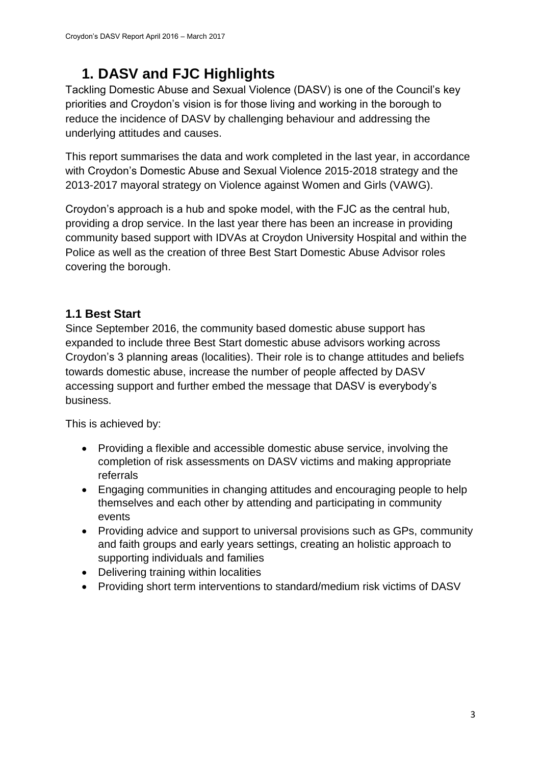# 1. DASV and FJC Highlights

Tackling Domestic Abuse and Sexual Violence (DASV) is one of the Council's key priorities and Croydon's vision is for those living and working in the borough to reduce the incidence of DASV by challenging behaviour and addressing the underlying attitudes and causes.

This report summarises the data and work completed in the last year, in accordance with Croydon's Domestic Abuse and Sexual Violence 2015-2018 strategy and the 2013-2017 mayoral strategy on Violence against Women and Girls (VAWG).

Croydon's approach is a hub and spoke model, with the FJC as the central hub, providing a drop service. In the last year there has been an increase in providing community based support with IDVAs at Croydon University Hospital and within the Police as well as the creation of three Best Start Domestic Abuse Advisor roles covering the borough.

## 1.1 Best Start

Since September 2016, the community based domestic abuse support has expanded to include three Best Start domestic abuse advisors working across Croydon's 3 planning areas (localities). Their role is to change attitudes and beliefs towards domestic abuse, increase the number of people affected by DASV accessing support and further embed the message that DASV is everybody's business.

This is achieved by:

- Providing a flexible and accessible domestic abuse service, involving the completion of risk assessments on DASV victims and making appropriate referrals
- Engaging communities in changing attitudes and encouraging people to help themselves and each other by attending and participating in community events
- Providing advice and support to universal provisions such as GPs, community and faith groups and early years settings, creating an holistic approach to supporting individuals and families
- Delivering training within localities
- Providing short term interventions to standard/medium risk victims of DASV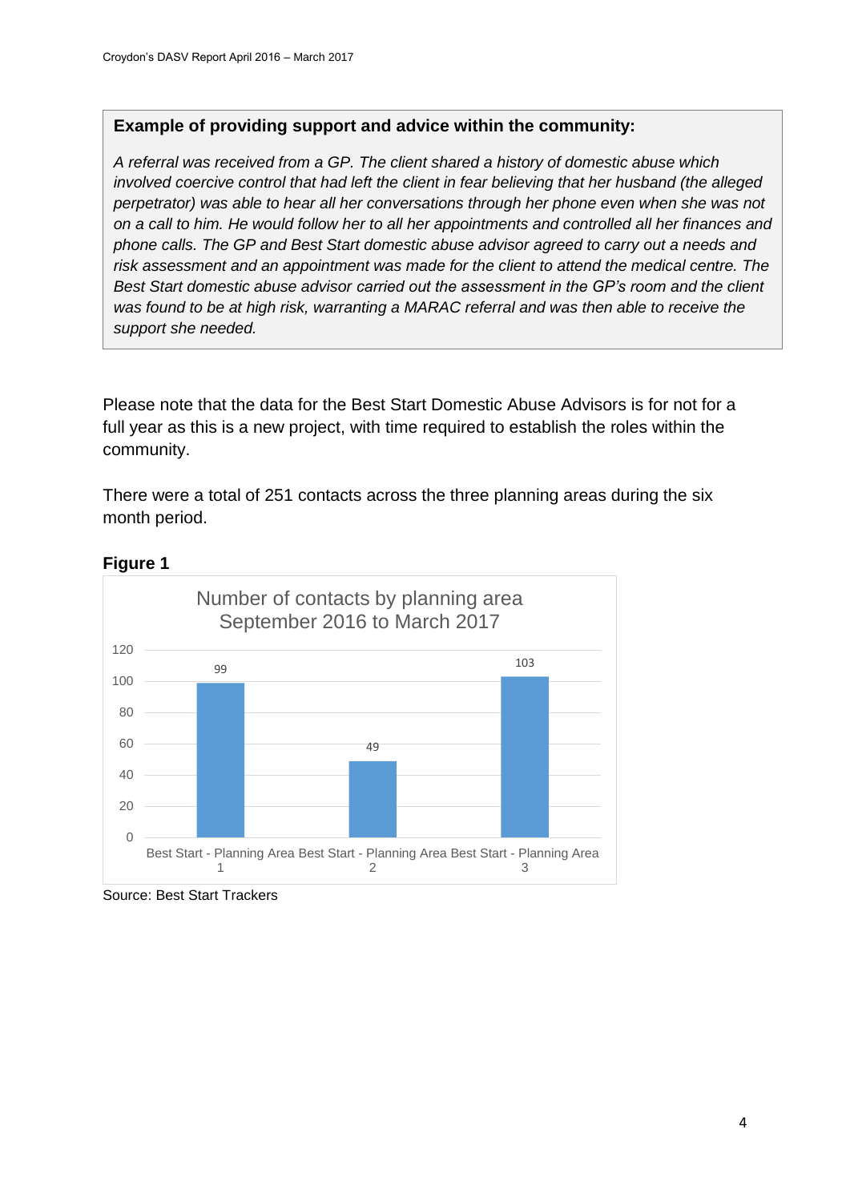**Example of providing support and advice within the community:**

*A referral was received from a GP. The client shared a history of domestic abuse which involved coercive control that had left the client in fear believing that her husband (the alleged perpetrator) was able to hear all her conversations through her phone even when she was not on a call to him. He would follow her to all her appointments and controlled all her finances and phone calls. The GP and Best Start domestic abuse advisor agreed to carry out a needs and risk assessment and an appointment was made for the client to attend the medical centre. The Best Start domestic abuse advisor carried out the assessment in the GP's room and the client was found to be at high risk, warranting a MARAC referral and was then able to receive the support she needed.*

Please note that the data for the Best Start Domestic Abuse Advisors is for not for a full year as this is a new project, with time required to establish the roles within the community.

There were a total of 251 contacts across the three planning areas during the six month period.

**Figure 1**

Number of contacts by planning area September 2016 to March 2017

| Planning area | Number of contacts |
|---|---|
| Best Start - Planning Area 1 | 99 |
| Best Start - Planning Area 2 | 49 |
| Best Start - Planning Area 3 | 103 |

Source: Best Start Trackers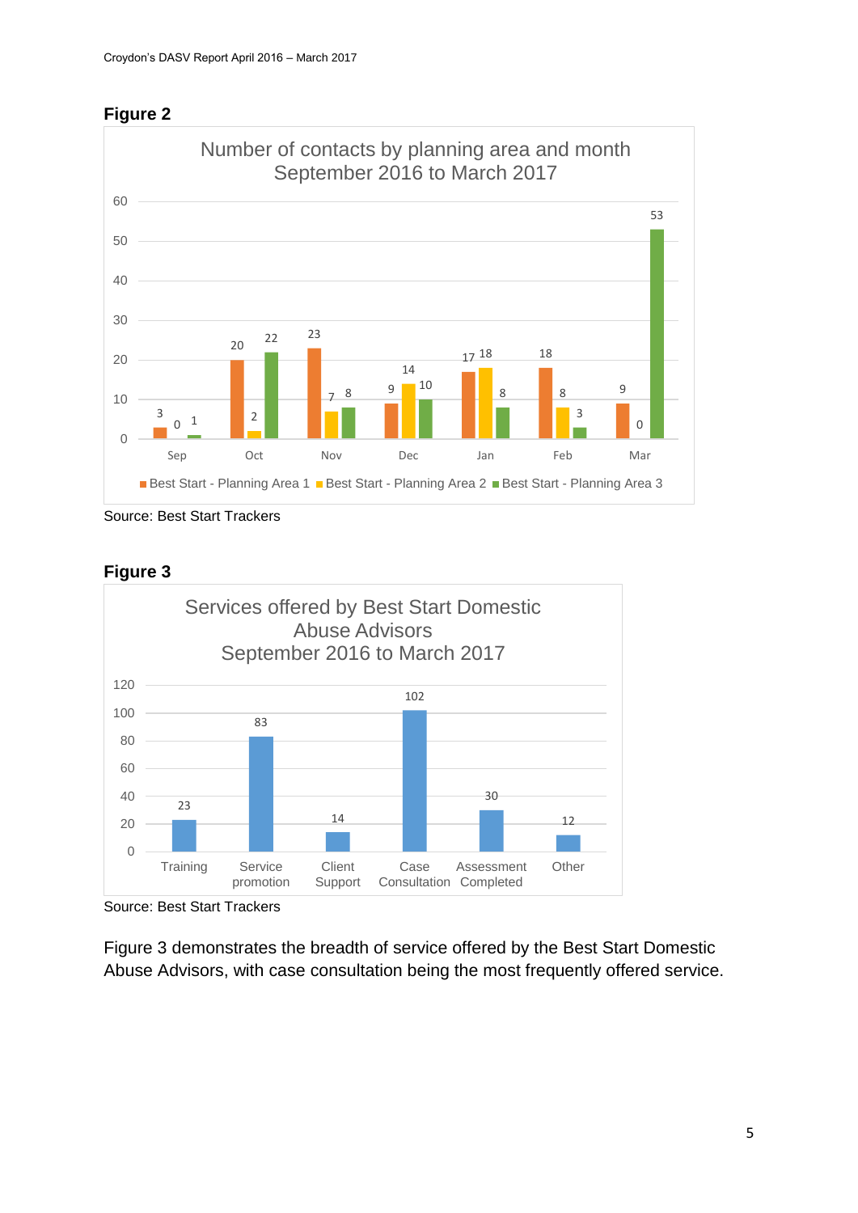**Figure 2**

Number of contacts by planning area and month
September 2016 to March 2017

| Month | Best Start - Planning Area 1 | Best Start - Planning Area 2 | Best Start - Planning Area 3 |
|---|---|---|---|
| Sep | 3 | 0 | 1 |
| Oct | 20 | 2 | 22 |
| Nov | 23 | 7 | 8 |
| Dec | 9 | 14 | 10 |
| Jan | 17 | 18 | 8 |
| Feb | 18 | 8 | 3 |
| Mar | 9 | 0 | 53 |

Source: Best Start Trackers

**Figure 3**

Services offered by Best Start Domestic Abuse Advisors
September 2016 to March 2017

| Service | Number |
|---|---|
| Training | 23 |
| Service promotion | 83 |
| Client Support | 14 |
| Case Consultation | 102 |
| Assessment Completed | 30 |
| Other | 12 |

Source: Best Start Trackers

Figure 3 demonstrates the breadth of service offered by the Best Start Domestic Abuse Advisors, with case consultation being the most frequently offered service.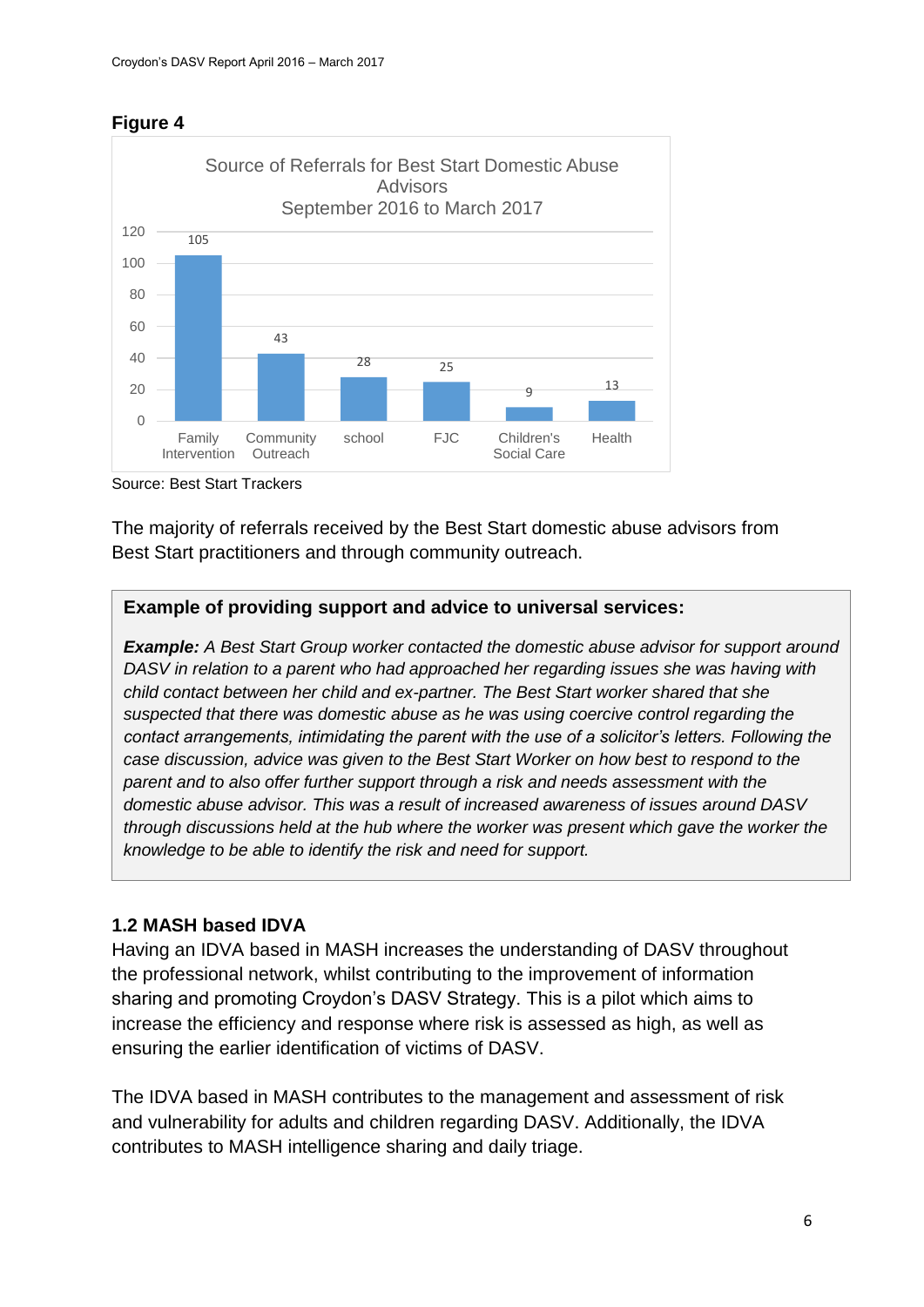**Figure 4**

Source of Referrals for Best Start Domestic Abuse Advisors
September 2016 to March 2017

| Source | Referrals |
|---|---|
| Family Intervention | 105 |
| Community Outreach | 43 |
| school | 28 |
| FJC | 25 |
| Children's Social Care | 9 |
| Health | 13 |

Source: Best Start Trackers

The majority of referrals received by the Best Start domestic abuse advisors from Best Start practitioners and through community outreach.

> **Example of providing support and advice to universal services:**
>
> ***Example:*** *A Best Start Group worker contacted the domestic abuse advisor for support around DASV in relation to a parent who had approached her regarding issues she was having with child contact between her child and ex-partner. The Best Start worker shared that she suspected that there was domestic abuse as he was using coercive control regarding the contact arrangements, intimidating the parent with the use of a solicitor's letters. Following the case discussion, advice was given to the Best Start Worker on how best to respond to the parent and to also offer further support through a risk and needs assessment with the domestic abuse advisor. This was a result of increased awareness of issues around DASV through discussions held at the hub where the worker was present which gave the worker the knowledge to be able to identify the risk and need for support.*

### 1.2 MASH based IDVA

Having an IDVA based in MASH increases the understanding of DASV throughout the professional network, whilst contributing to the improvement of information sharing and promoting Croydon's DASV Strategy. This is a pilot which aims to increase the efficiency and response where risk is assessed as high, as well as ensuring the earlier identification of victims of DASV.

The IDVA based in MASH contributes to the management and assessment of risk and vulnerability for adults and children regarding DASV. Additionally, the IDVA contributes to MASH intelligence sharing and daily triage.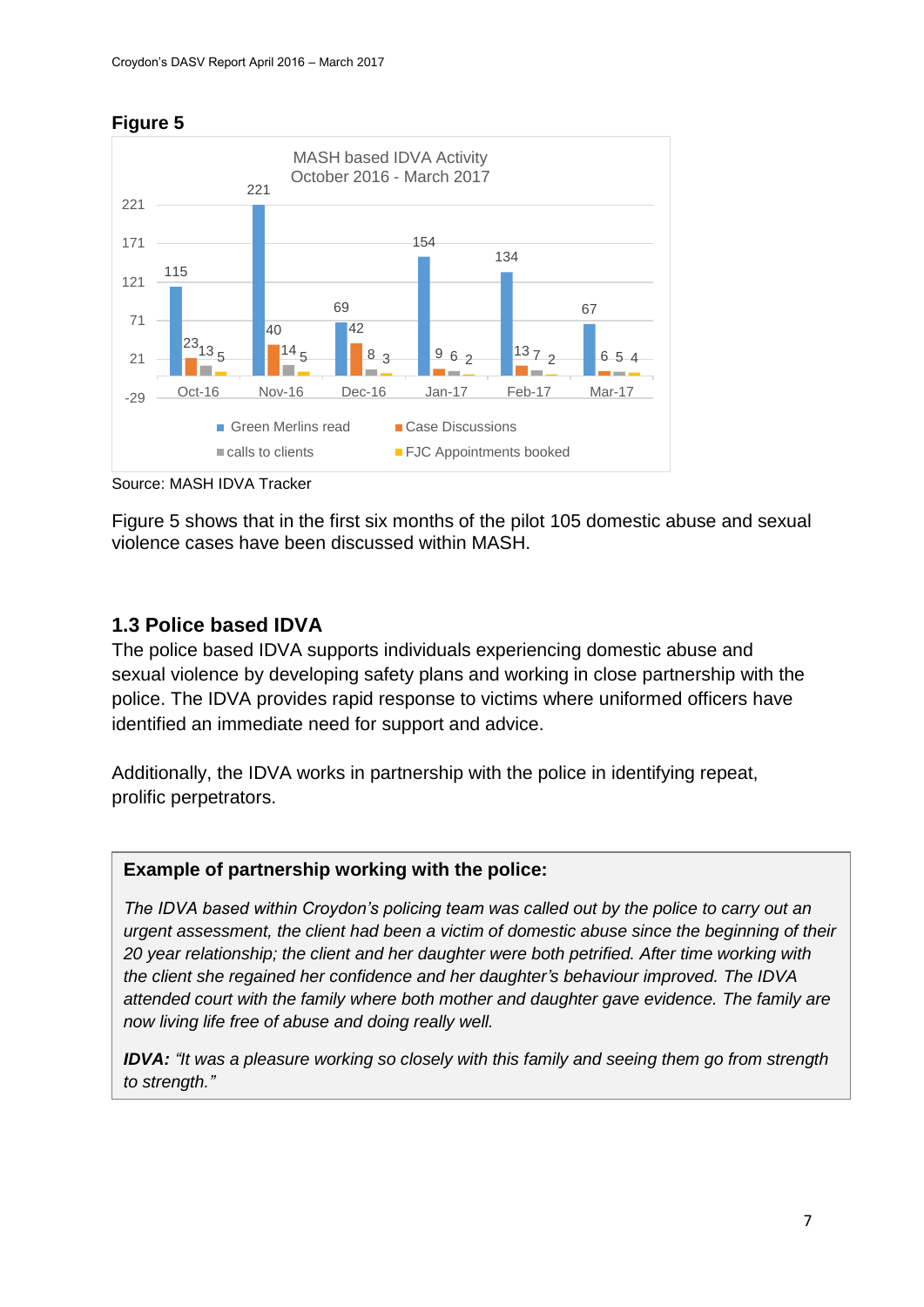**Figure 5**

MASH based IDVA Activity
October 2016 - March 2017

| | Oct-16 | Nov-16 | Dec-16 | Jan-17 | Feb-17 | Mar-17 |
|---|---|---|---|---|---|---|
| Green Merlins read | 115 | 221 | 69 | 154 | 134 | 67 |
| Case Discussions | 23 | 40 | 42 | 9 | 13 | 6 |
| calls to clients | 13 | 14 | 8 | 6 | 7 | 5 |
| FJC Appointments booked | 5 | 5 | 3 | 2 | 2 | 4 |

Source: MASH IDVA Tracker

Figure 5 shows that in the first six months of the pilot 105 domestic abuse and sexual violence cases have been discussed within MASH.

## 1.3 Police based IDVA

The police based IDVA supports individuals experiencing domestic abuse and sexual violence by developing safety plans and working in close partnership with the police. The IDVA provides rapid response to victims where uniformed officers have identified an immediate need for support and advice.

Additionally, the IDVA works in partnership with the police in identifying repeat, prolific perpetrators.

**Example of partnership working with the police:**

*The IDVA based within Croydon's policing team was called out by the police to carry out an urgent assessment, the client had been a victim of domestic abuse since the beginning of their 20 year relationship; the client and her daughter were both petrified. After time working with the client she regained her confidence and her daughter's behaviour improved. The IDVA attended court with the family where both mother and daughter gave evidence. The family are now living life free of abuse and doing really well.*

***IDVA:*** *"It was a pleasure working so closely with this family and seeing them go from strength to strength."*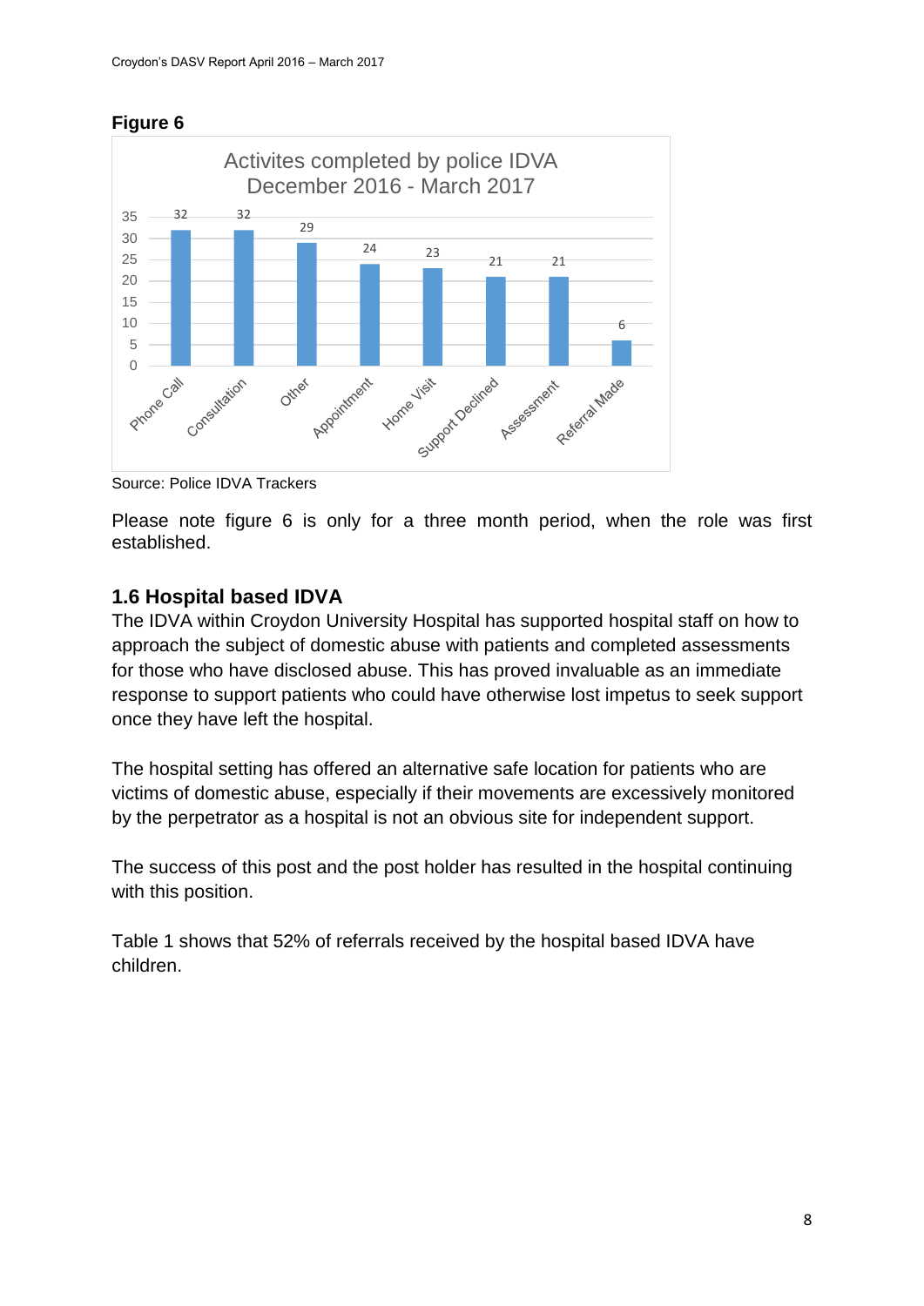**Figure 6**

Activites completed by police IDVA December 2016 - March 2017

| Activity | Count |
|---|---|
| Phone Call | 32 |
| Consultation | 32 |
| Other | 29 |
| Appointment | 24 |
| Home Visit | 23 |
| Support Declined | 21 |
| Assessment | 21 |
| Referral Made | 6 |

Source: Police IDVA Trackers

Please note figure 6 is only for a three month period, when the role was first established.

## 1.6 Hospital based IDVA

The IDVA within Croydon University Hospital has supported hospital staff on how to approach the subject of domestic abuse with patients and completed assessments for those who have disclosed abuse. This has proved invaluable as an immediate response to support patients who could have otherwise lost impetus to seek support once they have left the hospital.

The hospital setting has offered an alternative safe location for patients who are victims of domestic abuse, especially if their movements are excessively monitored by the perpetrator as a hospital is not an obvious site for independent support.

The success of this post and the post holder has resulted in the hospital continuing with this position.

Table 1 shows that 52% of referrals received by the hospital based IDVA have children.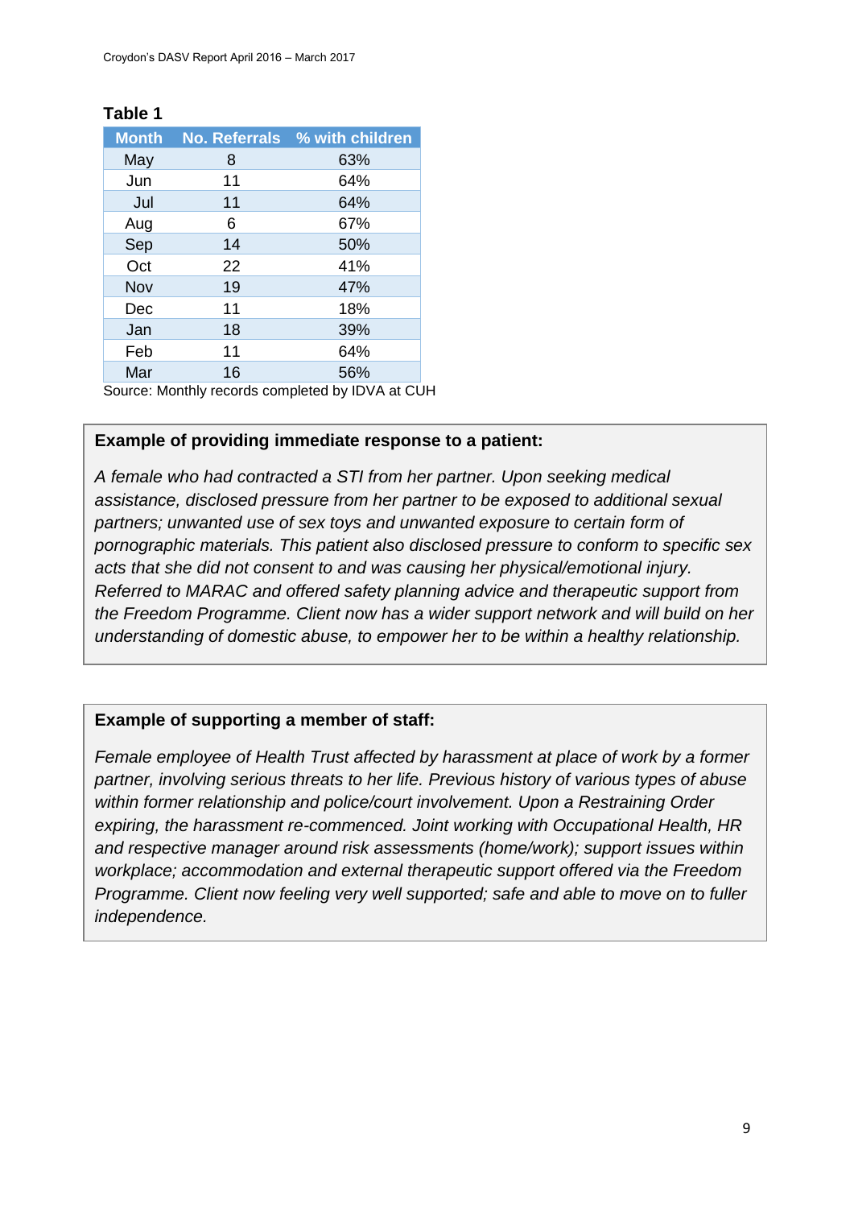**Table 1**

| Month | No. Referrals | % with children |
|---|---|---|
| May | 8 | 63% |
| Jun | 11 | 64% |
| Jul | 11 | 64% |
| Aug | 6 | 67% |
| Sep | 14 | 50% |
| Oct | 22 | 41% |
| Nov | 19 | 47% |
| Dec | 11 | 18% |
| Jan | 18 | 39% |
| Feb | 11 | 64% |
| Mar | 16 | 56% |

Source: Monthly records completed by IDVA at CUH

**Example of providing immediate response to a patient:**

*A female who had contracted a STI from her partner. Upon seeking medical assistance, disclosed pressure from her partner to be exposed to additional sexual partners; unwanted use of sex toys and unwanted exposure to certain form of pornographic materials. This patient also disclosed pressure to conform to specific sex acts that she did not consent to and was causing her physical/emotional injury. Referred to MARAC and offered safety planning advice and therapeutic support from the Freedom Programme. Client now has a wider support network and will build on her understanding of domestic abuse, to empower her to be within a healthy relationship.*

**Example of supporting a member of staff:**

*Female employee of Health Trust affected by harassment at place of work by a former partner, involving serious threats to her life. Previous history of various types of abuse within former relationship and police/court involvement. Upon a Restraining Order expiring, the harassment re-commenced. Joint working with Occupational Health, HR and respective manager around risk assessments (home/work); support issues within workplace; accommodation and external therapeutic support offered via the Freedom Programme. Client now feeling very well supported; safe and able to move on to fuller independence.*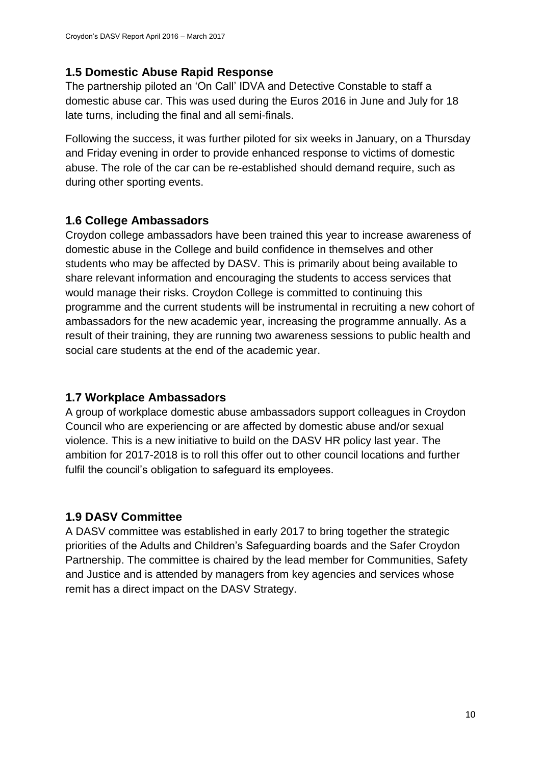## 1.5 Domestic Abuse Rapid Response

The partnership piloted an 'On Call' IDVA and Detective Constable to staff a domestic abuse car. This was used during the Euros 2016 in June and July for 18 late turns, including the final and all semi-finals.

Following the success, it was further piloted for six weeks in January, on a Thursday and Friday evening in order to provide enhanced response to victims of domestic abuse. The role of the car can be re-established should demand require, such as during other sporting events.

## 1.6 College Ambassadors

Croydon college ambassadors have been trained this year to increase awareness of domestic abuse in the College and build confidence in themselves and other students who may be affected by DASV. This is primarily about being available to share relevant information and encouraging the students to access services that would manage their risks. Croydon College is committed to continuing this programme and the current students will be instrumental in recruiting a new cohort of ambassadors for the new academic year, increasing the programme annually. As a result of their training, they are running two awareness sessions to public health and social care students at the end of the academic year.

## 1.7 Workplace Ambassadors

A group of workplace domestic abuse ambassadors support colleagues in Croydon Council who are experiencing or are affected by domestic abuse and/or sexual violence. This is a new initiative to build on the DASV HR policy last year. The ambition for 2017-2018 is to roll this offer out to other council locations and further fulfil the council's obligation to safeguard its employees.

## 1.9 DASV Committee

A DASV committee was established in early 2017 to bring together the strategic priorities of the Adults and Children's Safeguarding boards and the Safer Croydon Partnership. The committee is chaired by the lead member for Communities, Safety and Justice and is attended by managers from key agencies and services whose remit has a direct impact on the DASV Strategy.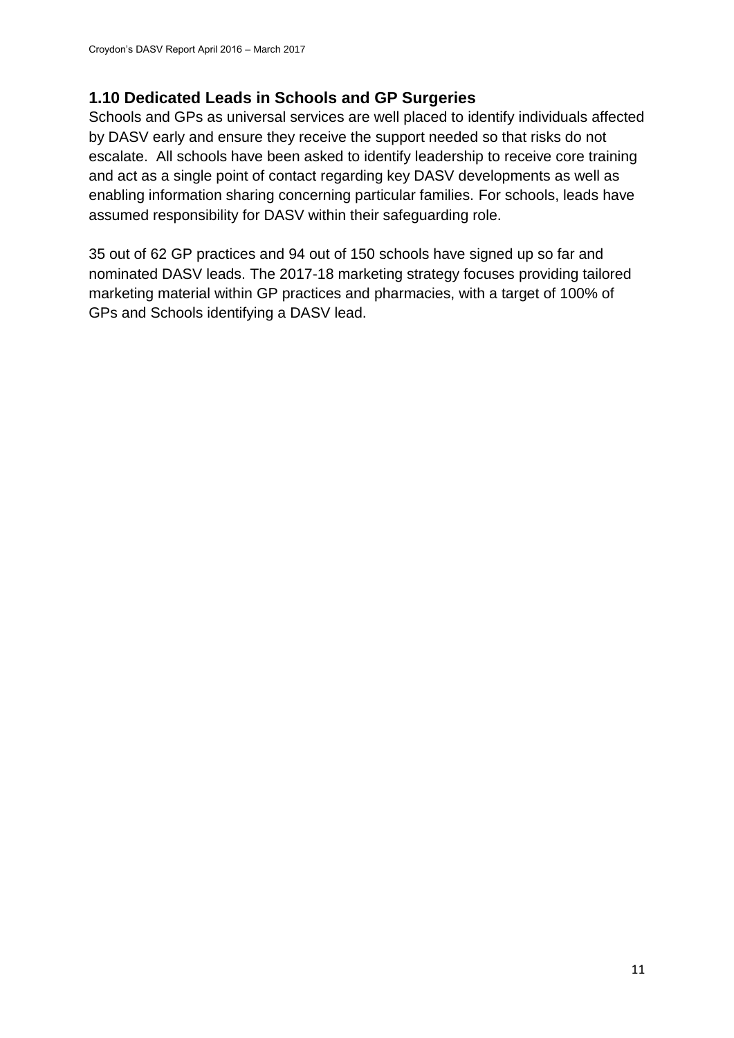### 1.10 Dedicated Leads in Schools and GP Surgeries

Schools and GPs as universal services are well placed to identify individuals affected by DASV early and ensure they receive the support needed so that risks do not escalate. All schools have been asked to identify leadership to receive core training and act as a single point of contact regarding key DASV developments as well as enabling information sharing concerning particular families. For schools, leads have assumed responsibility for DASV within their safeguarding role.

35 out of 62 GP practices and 94 out of 150 schools have signed up so far and nominated DASV leads. The 2017-18 marketing strategy focuses providing tailored marketing material within GP practices and pharmacies, with a target of 100% of GPs and Schools identifying a DASV lead.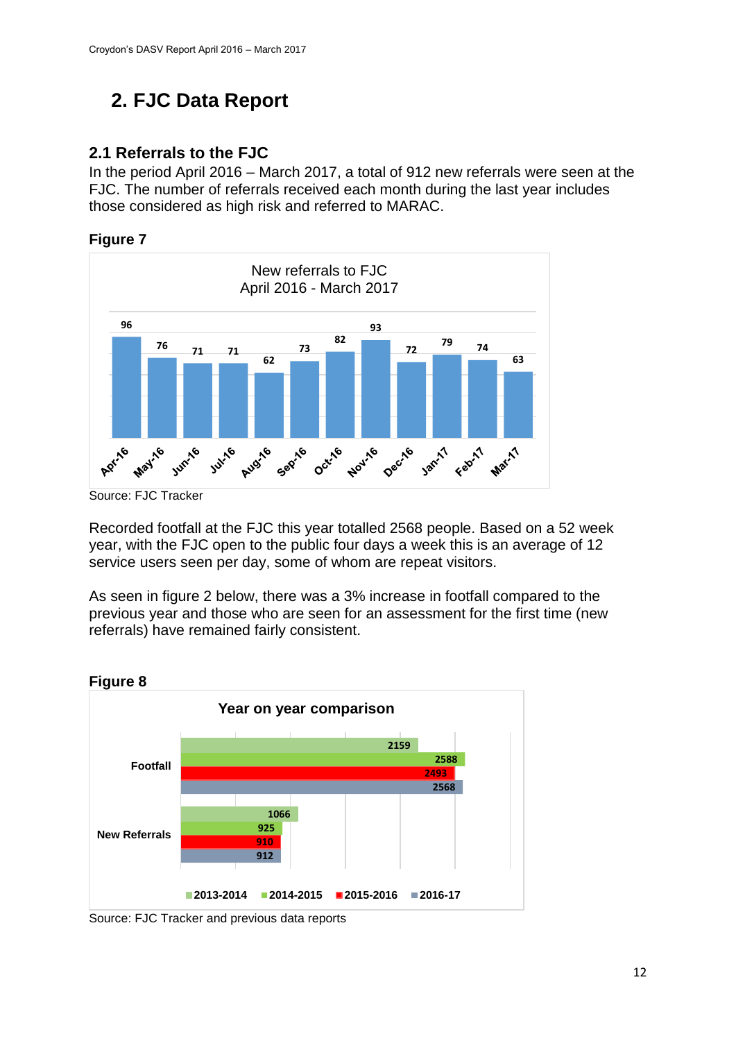## 2. FJC Data Report

### 2.1 Referrals to the FJC

In the period April 2016 – March 2017, a total of 912 new referrals were seen at the FJC. The number of referrals received each month during the last year includes those considered as high risk and referred to MARAC.

**Figure 7**

New referrals to FJC
April 2016 - March 2017

| Month | New referrals |
|---|---|
| Apr-16 | 96 |
| May-16 | 76 |
| Jun-16 | 71 |
| Jul-16 | 71 |
| Aug-16 | 62 |
| Sep-16 | 73 |
| Oct-16 | 82 |
| Nov-16 | 93 |
| Dec-16 | 72 |
| Jan-17 | 79 |
| Feb-17 | 74 |
| Mar-17 | 63 |

Source: FJC Tracker

Recorded footfall at the FJC this year totalled 2568 people. Based on a 52 week year, with the FJC open to the public four days a week this is an average of 12 service users seen per day, some of whom are repeat visitors.

As seen in figure 2 below, there was a 3% increase in footfall compared to the previous year and those who are seen for an assessment for the first time (new referrals) have remained fairly consistent.

**Figure 8**

Year on year comparison

| | 2013-2014 | 2014-2015 | 2015-2016 | 2016-17 |
|---|---|---|---|---|
| Footfall | 2159 | 2588 | 2493 | 2568 |
| New Referrals | 1066 | 925 | 910 | 912 |

Source: FJC Tracker and previous data reports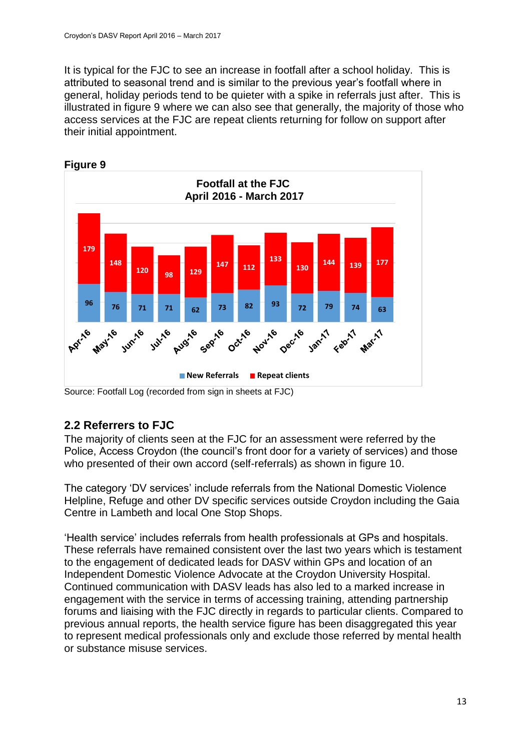It is typical for the FJC to see an increase in footfall after a school holiday. This is attributed to seasonal trend and is similar to the previous year's footfall where in general, holiday periods tend to be quieter with a spike in referrals just after. This is illustrated in figure 9 where we can also see that generally, the majority of those who access services at the FJC are repeat clients returning for follow on support after their initial appointment.

**Figure 9**

**Footfall at the FJC April 2016 - March 2017**

| Month | New Referrals | Repeat clients |
|---|---|---|
| Apr-16 | 96 | 179 |
| May-16 | 76 | 148 |
| Jun-16 | 71 | 120 |
| Jul-16 | 71 | 98 |
| Aug-16 | 62 | 129 |
| Sep-16 | 73 | 147 |
| Oct-16 | 82 | 112 |
| Nov-16 | 93 | 133 |
| Dec-16 | 72 | 130 |
| Jan-17 | 79 | 144 |
| Feb-17 | 74 | 139 |
| Mar-17 | 63 | 177 |

Source: Footfall Log (recorded from sign in sheets at FJC)

## 2.2 Referrers to FJC

The majority of clients seen at the FJC for an assessment were referred by the Police, Access Croydon (the council's front door for a variety of services) and those who presented of their own accord (self-referrals) as shown in figure 10.

The category 'DV services' include referrals from the National Domestic Violence Helpline, Refuge and other DV specific services outside Croydon including the Gaia Centre in Lambeth and local One Stop Shops.

'Health service' includes referrals from health professionals at GPs and hospitals. These referrals have remained consistent over the last two years which is testament to the engagement of dedicated leads for DASV within GPs and location of an Independent Domestic Violence Advocate at the Croydon University Hospital. Continued communication with DASV leads has also led to a marked increase in engagement with the service in terms of accessing training, attending partnership forums and liaising with the FJC directly in regards to particular clients. Compared to previous annual reports, the health service figure has been disaggregated this year to represent medical professionals only and exclude those referred by mental health or substance misuse services.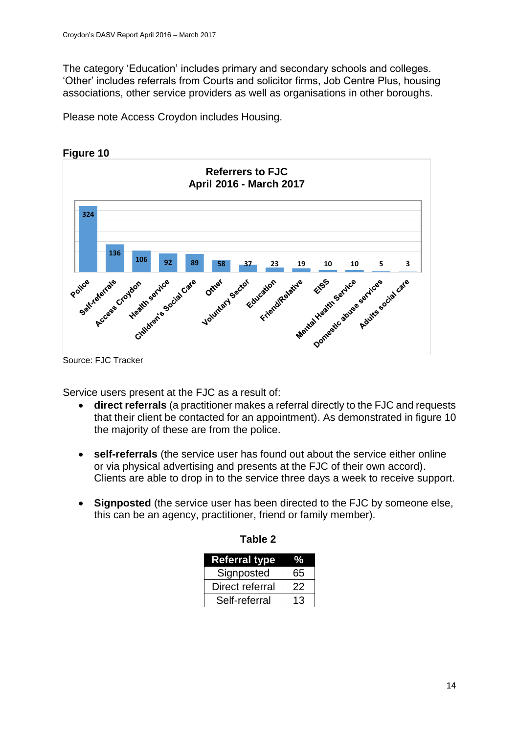The category 'Education' includes primary and secondary schools and colleges. 'Other' includes referrals from Courts and solicitor firms, Job Centre Plus, housing associations, other service providers as well as organisations in other boroughs.

Please note Access Croydon includes Housing.

**Figure 10**

**Referrers to FJC April 2016 - March 2017**

| Referrer | Number |
|---|---|
| Police | 324 |
| Self-referrals | 136 |
| Access Croydon | 106 |
| Health service | 92 |
| Children's Social Care | 89 |
| Other | 58 |
| Voluntary Sector | 37 |
| Education | 23 |
| Friend/Relative | 19 |
| EISS | 10 |
| Mental Health Service | 10 |
| Domestic abuse services | 5 |
| Adults social care | 3 |

Source: FJC Tracker

Service users present at the FJC as a result of:

- **direct referrals** (a practitioner makes a referral directly to the FJC and requests that their client be contacted for an appointment). As demonstrated in figure 10 the majority of these are from the police.
- **self-referrals** (the service user has found out about the service either online or via physical advertising and presents at the FJC of their own accord). Clients are able to drop in to the service three days a week to receive support.
- **Signposted** (the service user has been directed to the FJC by someone else, this can be an agency, practitioner, friend or family member).

**Table 2**

| Referral type | % |
|---|---|
| Signposted | 65 |
| Direct referral | 22 |
| Self-referral | 13 |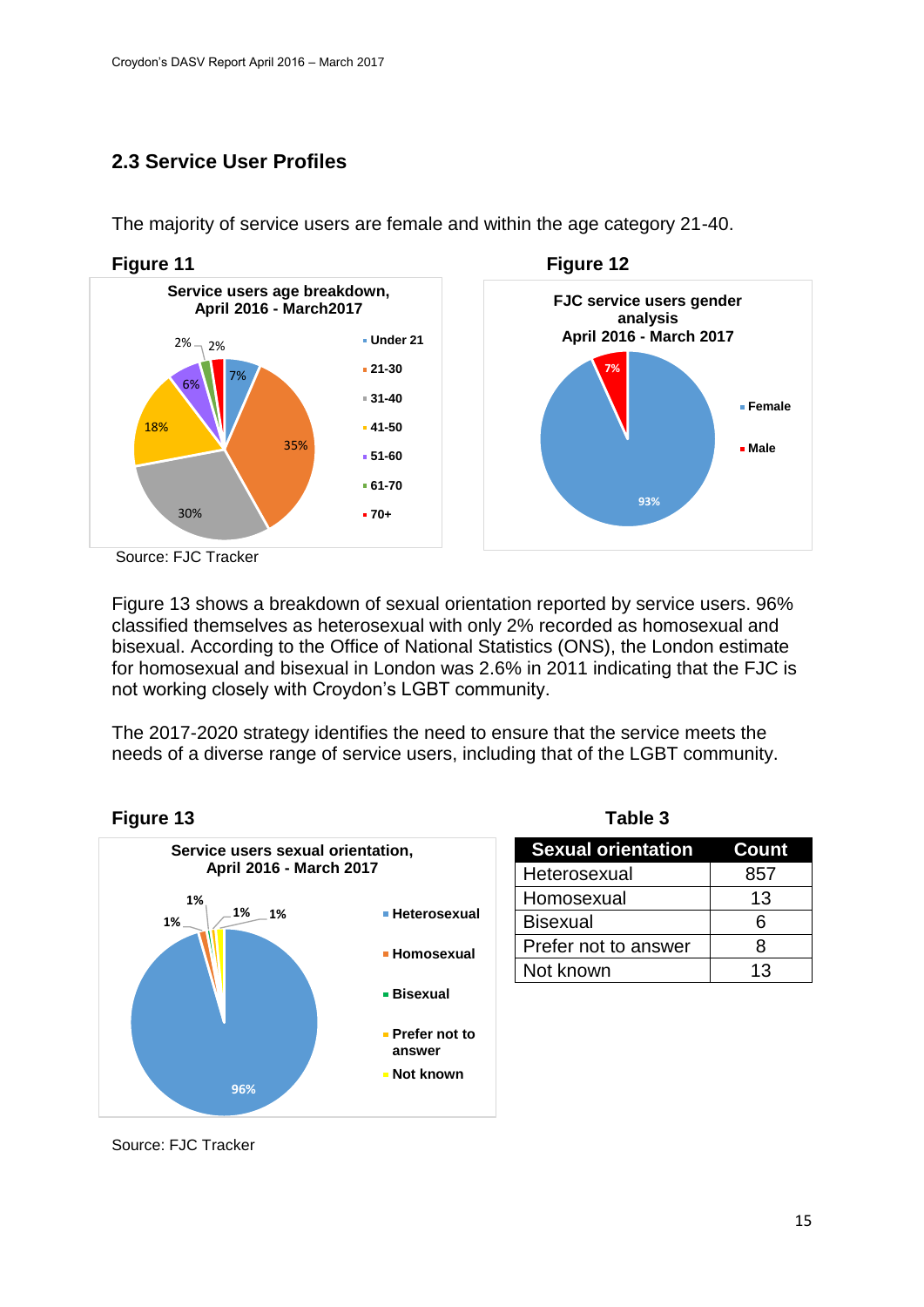## 2.3 Service User Profiles

The majority of service users are female and within the age category 21-40.

**Figure 11**

**Service users age breakdown, April 2016 - March2017**

| Age | % |
|---|---|
| Under 21 | 7% |
| 21-30 | 35% |
| 31-40 | 30% |
| 41-50 | 18% |
| 51-60 | 6% |
| 61-70 | 2% |
| 70+ | 2% |

**Figure 12**

**FJC service users gender analysis April 2016 - March 2017**

| Gender | % |
|---|---|
| Female | 93% |
| Male | 7% |

Source: FJC Tracker

Figure 13 shows a breakdown of sexual orientation reported by service users. 96% classified themselves as heterosexual with only 2% recorded as homosexual and bisexual. According to the Office of National Statistics (ONS), the London estimate for homosexual and bisexual in London was 2.6% in 2011 indicating that the FJC is not working closely with Croydon's LGBT community.

The 2017-2020 strategy identifies the need to ensure that the service meets the needs of a diverse range of service users, including that of the LGBT community.

**Figure 13**

**Service users sexual orientation, April 2016 - April 2017**

| Sexual orientation | % |
|---|---|
| Heterosexual | 96% |
| Homosexual | 1% |
| Bisexual | 1% |
| Prefer not to answer | 1% |
| Not known | 1% |

**Table 3**

| Sexual orientation | Count |
|---|---|
| Heterosexual | 857 |
| Homosexual | 13 |
| Bisexual | 6 |
| Prefer not to answer | 8 |
| Not known | 13 |

Source: FJC Tracker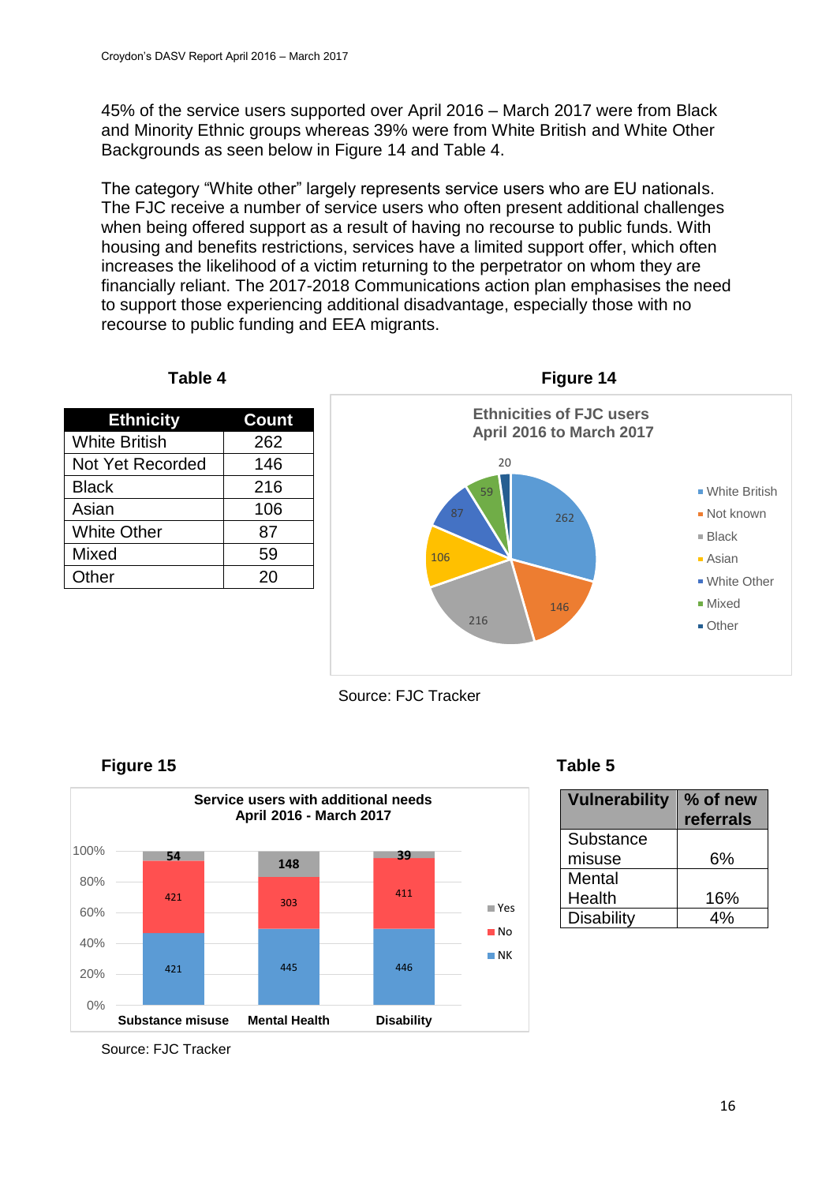45% of the service users supported over April 2016 – March 2017 were from Black and Minority Ethnic groups whereas 39% were from White British and White Other Backgrounds as seen below in Figure 14 and Table 4.

The category "White other" largely represents service users who are EU nationals. The FJC receive a number of service users who often present additional challenges when being offered support as a result of having no recourse to public funds. With housing and benefits restrictions, services have a limited support offer, which often increases the likelihood of a victim returning to the perpetrator on whom they are financially reliant. The 2017-2018 Communications action plan emphasises the need to support those experiencing additional disadvantage, especially those with no recourse to public funding and EEA migrants.

**Table 4**

| Ethnicity | Count |
|---|---|
| White British | 262 |
| Not Yet Recorded | 146 |
| Black | 216 |
| Asian | 106 |
| White Other | 87 |
| Mixed | 59 |
| Other | 20 |

**Figure 14**

Ethnicities of FJC users April 2016 to March 2017

| Ethnicity | Count |
|---|---|
| White British | 262 |
| Not known | 146 |
| Black | 216 |
| Asian | 106 |
| White Other | 87 |
| Mixed | 59 |
| Other | 20 |

Source: FJC Tracker

**Figure 15**

Service users with additional needs April 2016 - March 2017

| | Substance misuse | Mental Health | Disability |
|---|---|---|---|
| Yes | 54 | 148 | 39 |
| No | 421 | 303 | 411 |
| NK | 421 | 445 | 446 |

Source: FJC Tracker

**Table 5**

| Vulnerability | % of new referrals |
|---|---|
| Substance misuse | 6% |
| Mental Health | 16% |
| Disability | 4% |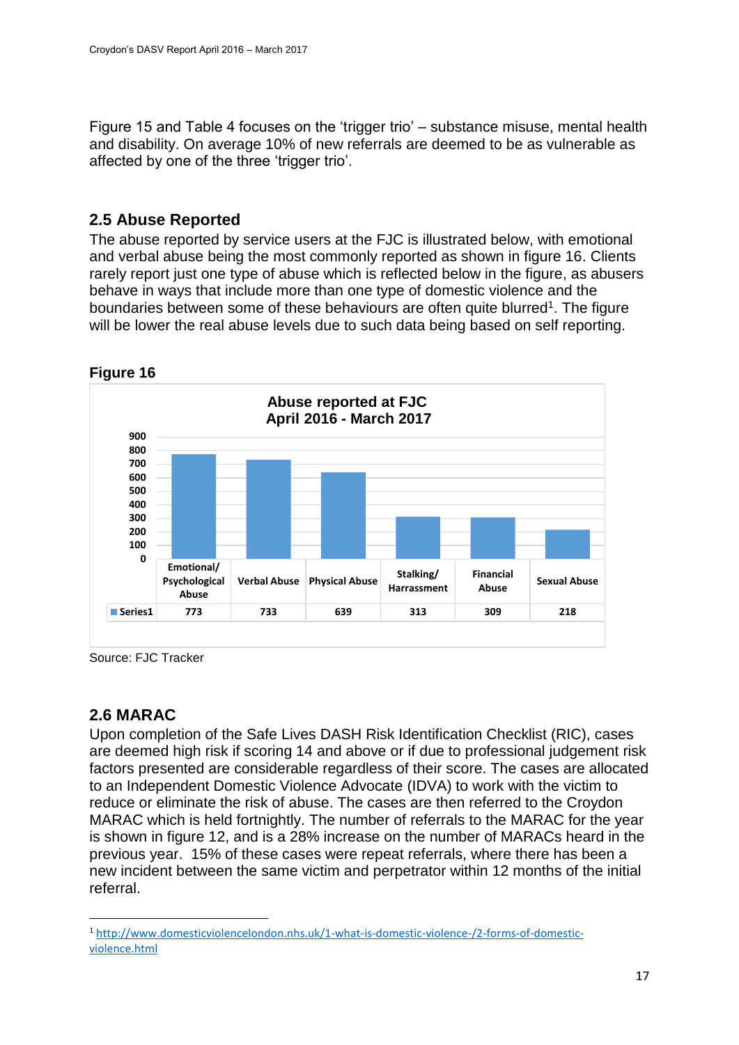Figure 15 and Table 4 focuses on the 'trigger trio' – substance misuse, mental health and disability. On average 10% of new referrals are deemed to be as vulnerable as affected by one of the three 'trigger trio'.

## 2.5 Abuse Reported

The abuse reported by service users at the FJC is illustrated below, with emotional and verbal abuse being the most commonly reported as shown in figure 16. Clients rarely report just one type of abuse which is reflected below in the figure, as abusers behave in ways that include more than one type of domestic violence and the boundaries between some of these behaviours are often quite blurred[1]. The figure will be lower the real abuse levels due to such data being based on self reporting.

**Figure 16**

**Abuse reported at FJC April 2016 - March 2017**

| | Emotional/ Psychological Abuse | Verbal Abuse | Physical Abuse | Stalking/ Harrassment | Financial Abuse | Sexual Abuse |
|---|---|---|---|---|---|---|
| Series1 | 773 | 733 | 639 | 313 | 309 | 218 |

Source: FJC Tracker

## 2.6 MARAC

Upon completion of the Safe Lives DASH Risk Identification Checklist (RIC), cases are deemed high risk if scoring 14 and above or if due to professional judgement risk factors presented are considerable regardless of their score. The cases are allocated to an Independent Domestic Violence Advocate (IDVA) to work with the victim to reduce or eliminate the risk of abuse. The cases are then referred to the Croydon MARAC which is held fortnightly. The number of referrals to the MARAC for the year is shown in figure 12, and is a 28% increase on the number of MARACs heard in the previous year. 15% of these cases were repeat referrals, where there has been a new incident between the same victim and perpetrator within 12 months of the initial referral.

[1] http://www.domesticviolencelondon.nhs.uk/1-what-is-domestic-violence-/2-forms-of-domestic-violence.html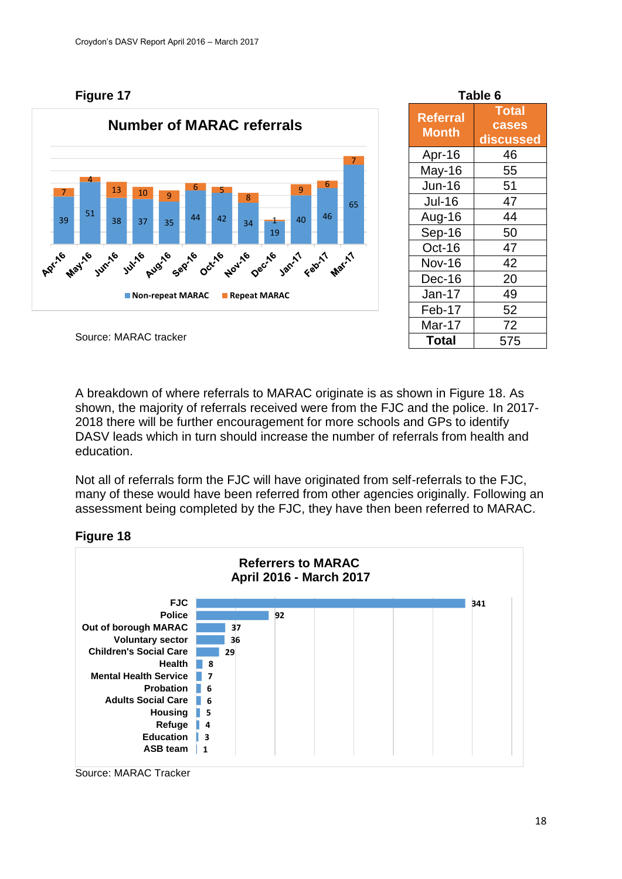**Figure 17**

**Number of MARAC referrals**

| Month | Non-repeat MARAC | Repeat MARAC |
|---|---|---|
| Apr-16 | 39 | 7 |
| May-16 | 51 | 4 |
| Jun-16 | 38 | 13 |
| Jul-16 | 37 | 10 |
| Aug-16 | 35 | 9 |
| Sep-16 | 44 | 6 |
| Oct-16 | 42 | 5 |
| Nov-16 | 34 | 8 |
| Dec-16 | 19 | 1 |
| Jan-17 | 40 | 9 |
| Feb-17 | 46 | 6 |
| Mar-17 | 65 | 7 |

Source: MARAC tracker

**Table 6**

| Referral Month | Total cases discussed |
|---|---|
| Apr-16 | 46 |
| May-16 | 55 |
| Jun-16 | 51 |
| Jul-16 | 47 |
| Aug-16 | 44 |
| Sep-16 | 50 |
| Oct-16 | 47 |
| Nov-16 | 42 |
| Dec-16 | 20 |
| Jan-17 | 49 |
| Feb-17 | 52 |
| Mar-17 | 72 |
| **Total** | 575 |

A breakdown of where referrals to MARAC originate is as shown in Figure 18. As shown, the majority of referrals received were from the FJC and the police. In 2017-2018 there will be further encouragement for more schools and GPs to identify DASV leads which in turn should increase the number of referrals from health and education.

Not all of referrals form the FJC will have originated from self-referrals to the FJC, many of these would have been referred from other agencies originally. Following an assessment being completed by the FJC, they have then been referred to MARAC.

**Figure 18**

**Referrers to MARAC April 2016 - March 2017**

| Referrer | Number |
|---|---|
| FJC | 341 |
| Police | 92 |
| Out of borough MARAC | 37 |
| Voluntary sector | 36 |
| Children's Social Care | 29 |
| Health | 8 |
| Mental Health Service | 7 |
| Probation | 6 |
| Adults Social Care | 6 |
| Housing | 5 |
| Refuge | 4 |
| Education | 3 |
| ASB team | 1 |

Source: MARAC Tracker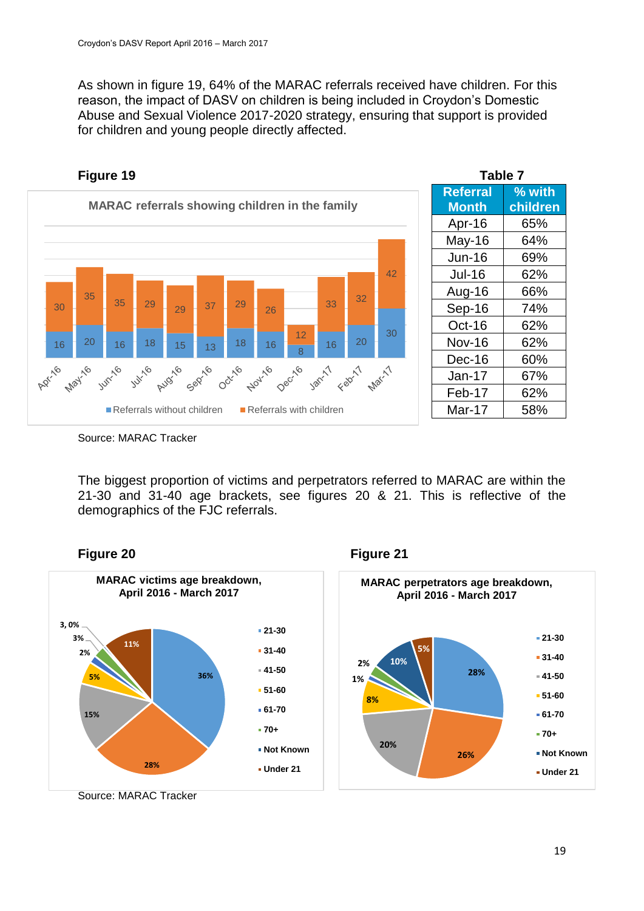As shown in figure 19, 64% of the MARAC referrals received have children. For this reason, the impact of DASV on children is being included in Croydon's Domestic Abuse and Sexual Violence 2017-2020 strategy, ensuring that support is provided for children and young people directly affected.

**Figure 19**

MARAC referrals showing children in the family

| Month | Referrals without children | Referrals with children |
|---|---|---|
| Apr-16 | 16 | 30 |
| May-16 | 20 | 35 |
| Jun-16 | 16 | 35 |
| Jul-16 | 18 | 29 |
| Aug-16 | 15 | 29 |
| Sep-16 | 13 | 37 |
| Oct-16 | 18 | 29 |
| Nov-16 | 16 | 26 |
| Dec-16 | 8 | 12 |
| Jan-17 | 16 | 33 |
| Feb-17 | 20 | 32 |
| Mar-17 | 30 | 42 |

**Table 7**

| Referral Month | % with children |
|---|---|
| Apr-16 | 65% |
| May-16 | 64% |
| Jun-16 | 69% |
| Jul-16 | 62% |
| Aug-16 | 66% |
| Sep-16 | 74% |
| Oct-16 | 62% |
| Nov-16 | 62% |
| Dec-16 | 60% |
| Jan-17 | 67% |
| Feb-17 | 62% |
| Mar-17 | 58% |

Source: MARAC Tracker

The biggest proportion of victims and perpetrators referred to MARAC are within the 21-30 and 31-40 age brackets, see figures 20 & 21. This is reflective of the demographics of the FJC referrals.

**Figure 20**

MARAC victims age breakdown, April 2016 - March 2017

| Age | % |
|---|---|
| 21-30 | 36% |
| 31-40 | 28% |
| 41-50 | 15% |
| 51-60 | 5% |
| 61-70 | 2% |
| 70+ | 3% |
| Not Known | 3, 0% |
| Under 21 | 11% |

**Figure 21**

MARAC perpetrators age breakdown, April 2016 - March 2017

| Age | % |
|---|---|
| 21-30 | 28% |
| 31-40 | 26% |
| 41-50 | 20% |
| 51-60 | 8% |
| 61-70 | 1% |
| 70+ | 2% |
| Not Known | 10% |
| Under 21 | 5% |

Source: MARAC Tracker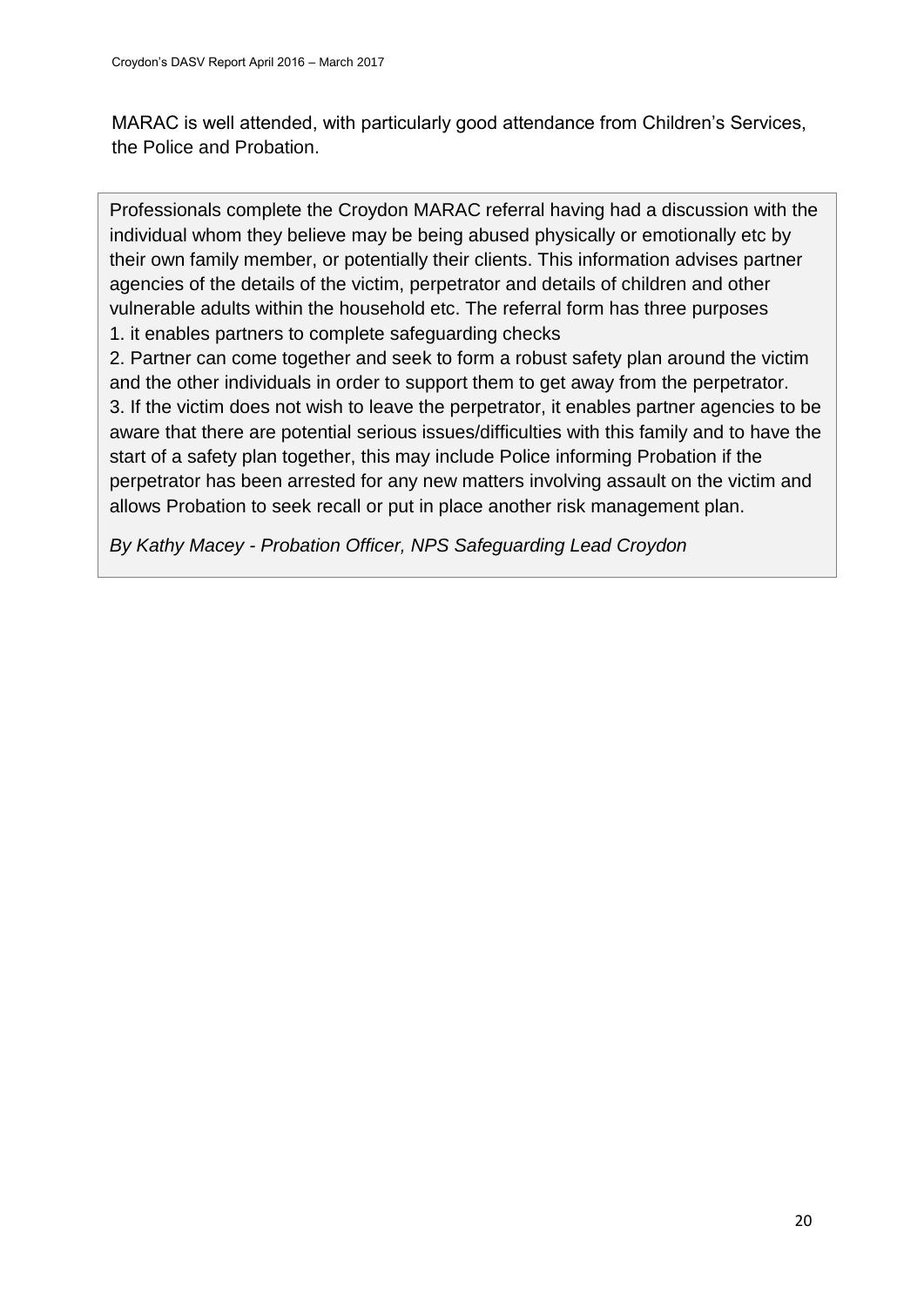MARAC is well attended, with particularly good attendance from Children's Services, the Police and Probation.

Professionals complete the Croydon MARAC referral having had a discussion with the individual whom they believe may be being abused physically or emotionally etc by their own family member, or potentially their clients. This information advises partner agencies of the details of the victim, perpetrator and details of children and other vulnerable adults within the household etc. The referral form has three purposes

1. it enables partners to complete safeguarding checks
2. Partner can come together and seek to form a robust safety plan around the victim and the other individuals in order to support them to get away from the perpetrator.
3. If the victim does not wish to leave the perpetrator, it enables partner agencies to be aware that there are potential serious issues/difficulties with this family and to have the start of a safety plan together, this may include Police informing Probation if the perpetrator has been arrested for any new matters involving assault on the victim and allows Probation to seek recall or put in place another risk management plan.

*By Kathy Macey - Probation Officer, NPS Safeguarding Lead Croydon*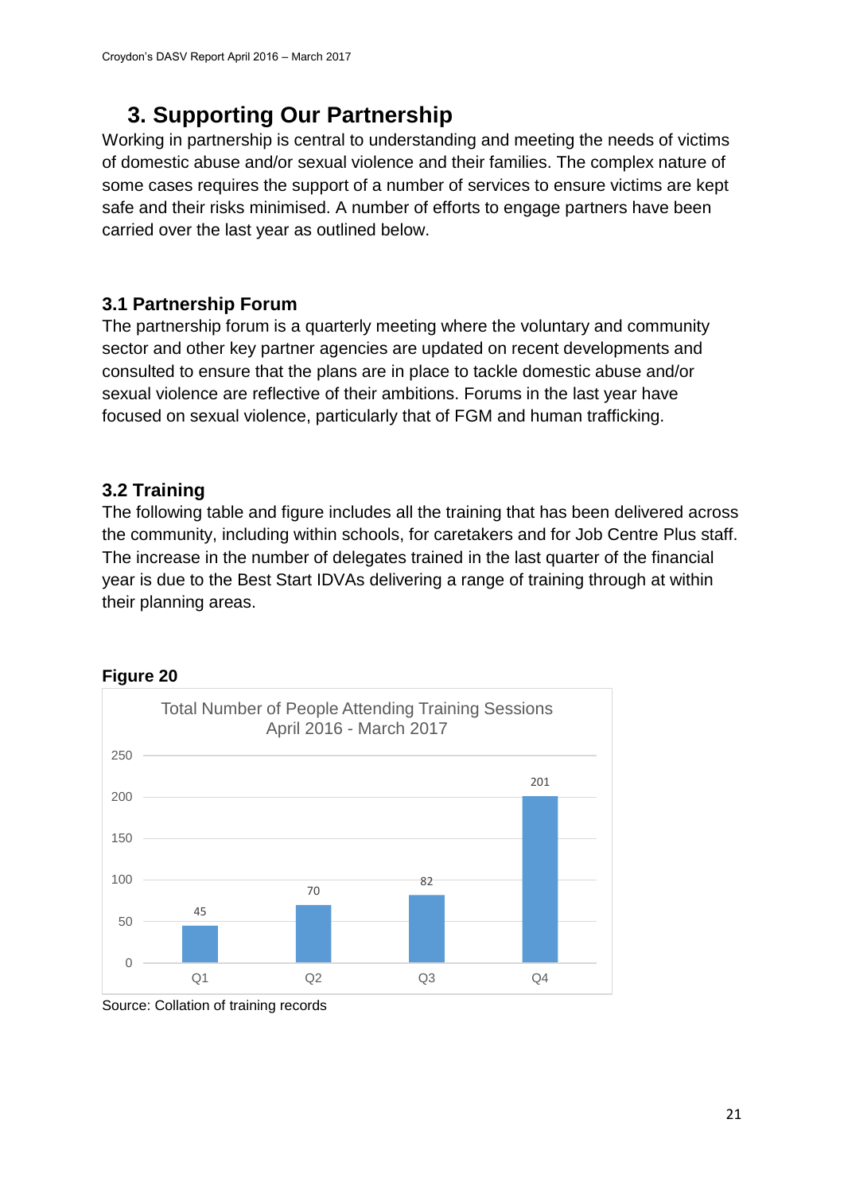# 3. Supporting Our Partnership

Working in partnership is central to understanding and meeting the needs of victims of domestic abuse and/or sexual violence and their families. The complex nature of some cases requires the support of a number of services to ensure victims are kept safe and their risks minimised. A number of efforts to engage partners have been carried over the last year as outlined below.

## 3.1 Partnership Forum

The partnership forum is a quarterly meeting where the voluntary and community sector and other key partner agencies are updated on recent developments and consulted to ensure that the plans are in place to tackle domestic abuse and/or sexual violence are reflective of their ambitions. Forums in the last year have focused on sexual violence, particularly that of FGM and human trafficking.

## 3.2 Training

The following table and figure includes all the training that has been delivered across the community, including within schools, for caretakers and for Job Centre Plus staff. The increase in the number of delegates trained in the last quarter of the financial year is due to the Best Start IDVAs delivering a range of training through at within their planning areas.

**Figure 20**

Total Number of People Attending Training Sessions
April 2016 - March 2017

250
200
150
100
50
0

Q1: 45
Q2: 70
Q3: 82
Q4: 201

Source: Collation of training records